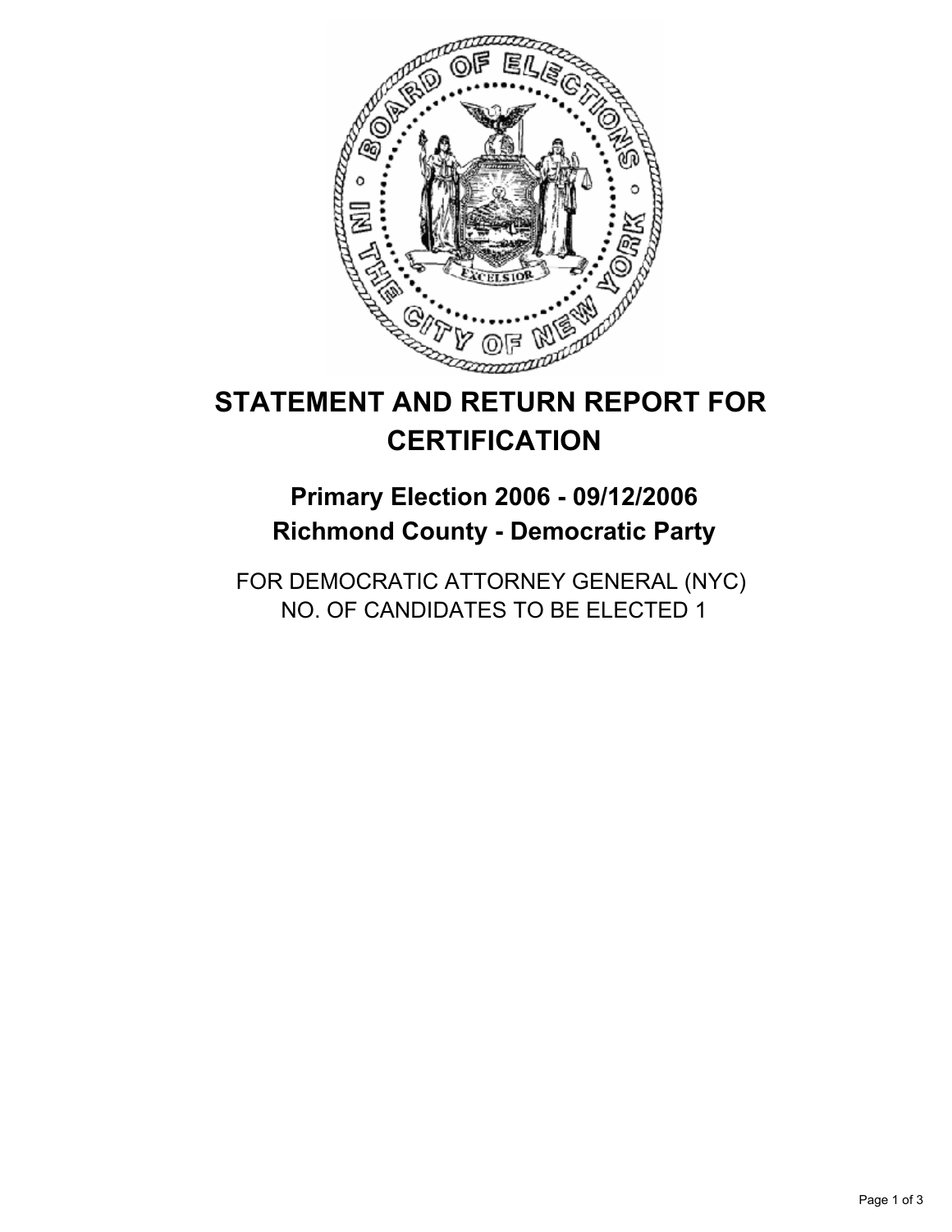# STATEMENT AND RETURN REPORT FOR CERTIFICATION

## Primary Election 2006 - 09/12/2006
## Richmond County - Democratic Party

FOR DEMOCRATIC ATTORNEY GENERAL (NYC)
NO. OF CANDIDATES TO BE ELECTED 1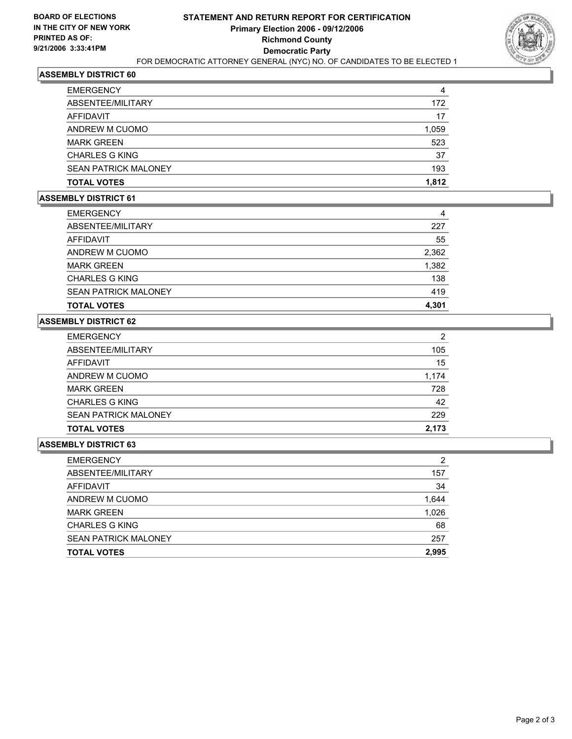**BOARD OF ELECTIONS IN THE CITY OF NEW YORK PRINTED AS OF: 9/21/2006 3:33:41PM**

# STATEMENT AND RETURN REPORT FOR CERTIFICATION
## Primary Election 2006 - 09/12/2006
## Richmond County
## Democratic Party

FOR DEMOCRATIC ATTORNEY GENERAL (NYC) NO. OF CANDIDATES TO BE ELECTED 1

### ASSEMBLY DISTRICT 60

| | |
|---|---|
| EMERGENCY | 4 |
| ABSENTEE/MILITARY | 172 |
| AFFIDAVIT | 17 |
| ANDREW M CUOMO | 1,059 |
| MARK GREEN | 523 |
| CHARLES G KING | 37 |
| SEAN PATRICK MALONEY | 193 |
| **TOTAL VOTES** | **1,812** |

### ASSEMBLY DISTRICT 61

| | |
|---|---|
| EMERGENCY | 4 |
| ABSENTEE/MILITARY | 227 |
| AFFIDAVIT | 55 |
| ANDREW M CUOMO | 2,362 |
| MARK GREEN | 1,382 |
| CHARLES G KING | 138 |
| SEAN PATRICK MALONEY | 419 |
| **TOTAL VOTES** | **4,301** |

### ASSEMBLY DISTRICT 62

| | |
|---|---|
| EMERGENCY | 2 |
| ABSENTEE/MILITARY | 105 |
| AFFIDAVIT | 15 |
| ANDREW M CUOMO | 1,174 |
| MARK GREEN | 728 |
| CHARLES G KING | 42 |
| SEAN PATRICK MALONEY | 229 |
| **TOTAL VOTES** | **2,173** |

### ASSEMBLY DISTRICT 63

| | |
|---|---|
| EMERGENCY | 2 |
| ABSENTEE/MILITARY | 157 |
| AFFIDAVIT | 34 |
| ANDREW M CUOMO | 1,644 |
| MARK GREEN | 1,026 |
| CHARLES G KING | 68 |
| SEAN PATRICK MALONEY | 257 |
| **TOTAL VOTES** | **2,995** |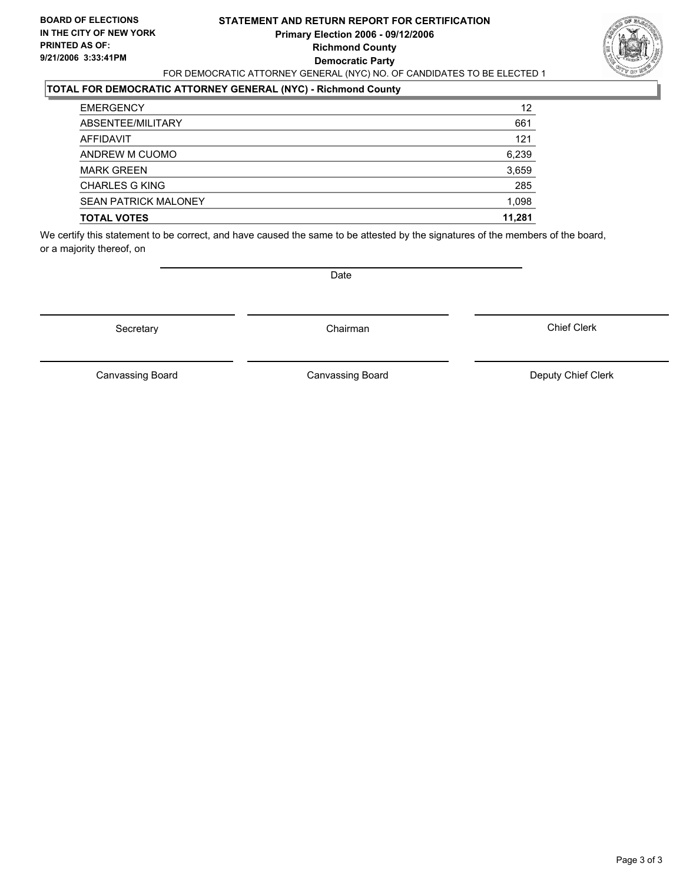**BOARD OF ELECTIONS IN THE CITY OF NEW YORK PRINTED AS OF: 9/21/2006 3:33:41PM**

# STATEMENT AND RETURN REPORT FOR CERTIFICATION
## Primary Election 2006 - 09/12/2006
## Richmond County
## Democratic Party

FOR DEMOCRATIC ATTORNEY GENERAL (NYC) NO. OF CANDIDATES TO BE ELECTED 1

**TOTAL FOR DEMOCRATIC ATTORNEY GENERAL (NYC) - Richmond County**

| | |
|---|---|
| EMERGENCY | 12 |
| ABSENTEE/MILITARY | 661 |
| AFFIDAVIT | 121 |
| ANDREW M CUOMO | 6,239 |
| MARK GREEN | 3,659 |
| CHARLES G KING | 285 |
| SEAN PATRICK MALONEY | 1,098 |
| **TOTAL VOTES** | **11,281** |

We certify this statement to be correct, and have caused the same to be attested by the signatures of the members of the board, or a majority thereof, on

Date

Secretary | Chairman | Chief Clerk

Canvassing Board | Canvassing Board | Deputy Chief Clerk